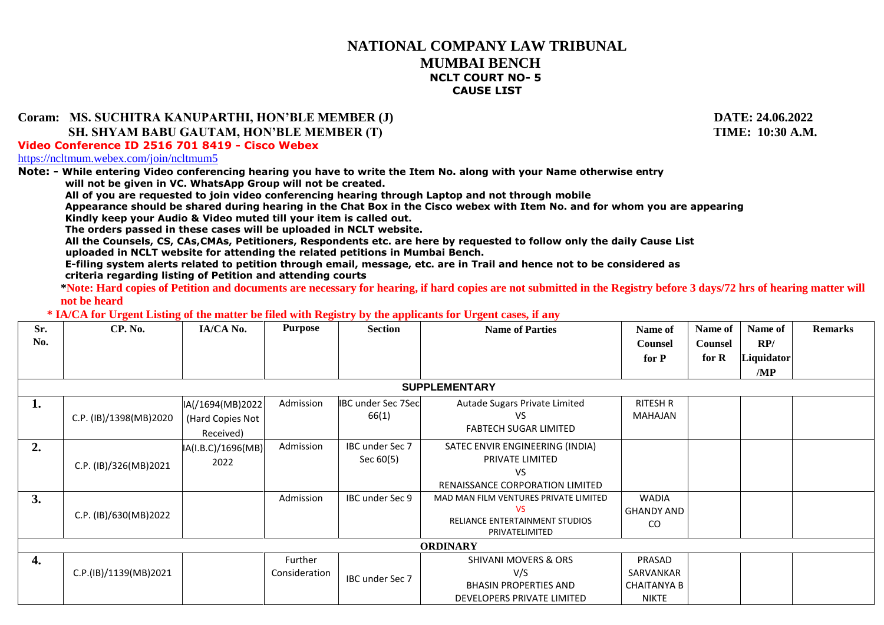# NATIONAL COMPANY LAW TRIBUNAL
## MUMBAI BENCH
### NCLT COURT NO- 5
### CAUSE LIST

**Coram: MS. SUCHITRA KANUPARTHI, HON'BLE MEMBER (J)** **DATE: 24.06.2022**
**SH. SHYAM BABU GAUTAM, HON'BLE MEMBER (T)** **TIME: 10:30 A.M.**

**Video Conference ID 2516 701 8419 - Cisco Webex**

https://ncltmum.webex.com/join/ncltmum5

**Note: - While entering Video conferencing hearing you have to write the Item No. along with your Name otherwise entry will not be given in VC. WhatsApp Group will not be created.**
**All of you are requested to join video conferencing hearing through Laptop and not through mobile**
**Appearance should be shared during hearing in the Chat Box in the Cisco webex with Item No. and for whom you are appearing**
**Kindly keep your Audio & Video muted till your item is called out.**
**The orders passed in these cases will be uploaded in NCLT website.**
**All the Counsels, CS, CAs,CMAs, Petitioners, Respondents etc. are here by requested to follow only the daily Cause List uploaded in NCLT website for attending the related petitions in Mumbai Bench.**
**E-filing system alerts related to petition through email, message, etc. are in Trail and hence not to be considered as criteria regarding listing of Petition and attending courts**

**\*Note: Hard copies of Petition and documents are necessary for hearing, if hard copies are not submitted in the Registry before 3 days/72 hrs of hearing matter will not be heard**

**\* IA/CA for Urgent Listing of the matter be filed with Registry by the applicants for Urgent cases, if any**

| Sr. No. | CP. No. | IA/CA No. | Purpose | Section | Name of Parties | Name of Counsel for P | Name of Counsel for R | Name of RP/ Liquidator /MP | Remarks |
|---|---|---|---|---|---|---|---|---|---|
| | | | | | **SUPPLEMENTARY** | | | | |
| 1. | C.P. (IB)/1398(MB)2020 | IA(/1694(MB)2022 (Hard Copies Not Received) | Admission | IBC under Sec 7Sec 66(1) | Autade Sugars Private Limited VS FABTECH SUGAR LIMITED | RITESH R MAHAJAN | | | |
| 2. | C.P. (IB)/326(MB)2021 | IA(I.B.C)/1696(MB) 2022 | Admission | IBC under Sec 7 Sec 60(5) | SATEC ENVIR ENGINEERING (INDIA) PRIVATE LIMITED VS RENAISSANCE CORPORATION LIMITED | | | | |
| 3. | C.P. (IB)/630(MB)2022 | | Admission | IBC under Sec 9 | MAD MAN FILM VENTURES PRIVATE LIMITED VS RELIANCE ENTERTAINMENT STUDIOS PRIVATELIMITED | WADIA GHANDY AND CO | | | |
| | | | | | **ORDINARY** | | | | |
| 4. | C.P.(IB)/1139(MB)2021 | | Further Consideration | IBC under Sec 7 | SHIVANI MOVERS & ORS V/S BHASIN PROPERTIES AND DEVELOPERS PRIVATE LIMITED | PRASAD SARVANKAR CHAITANYA B NIKTE | | | |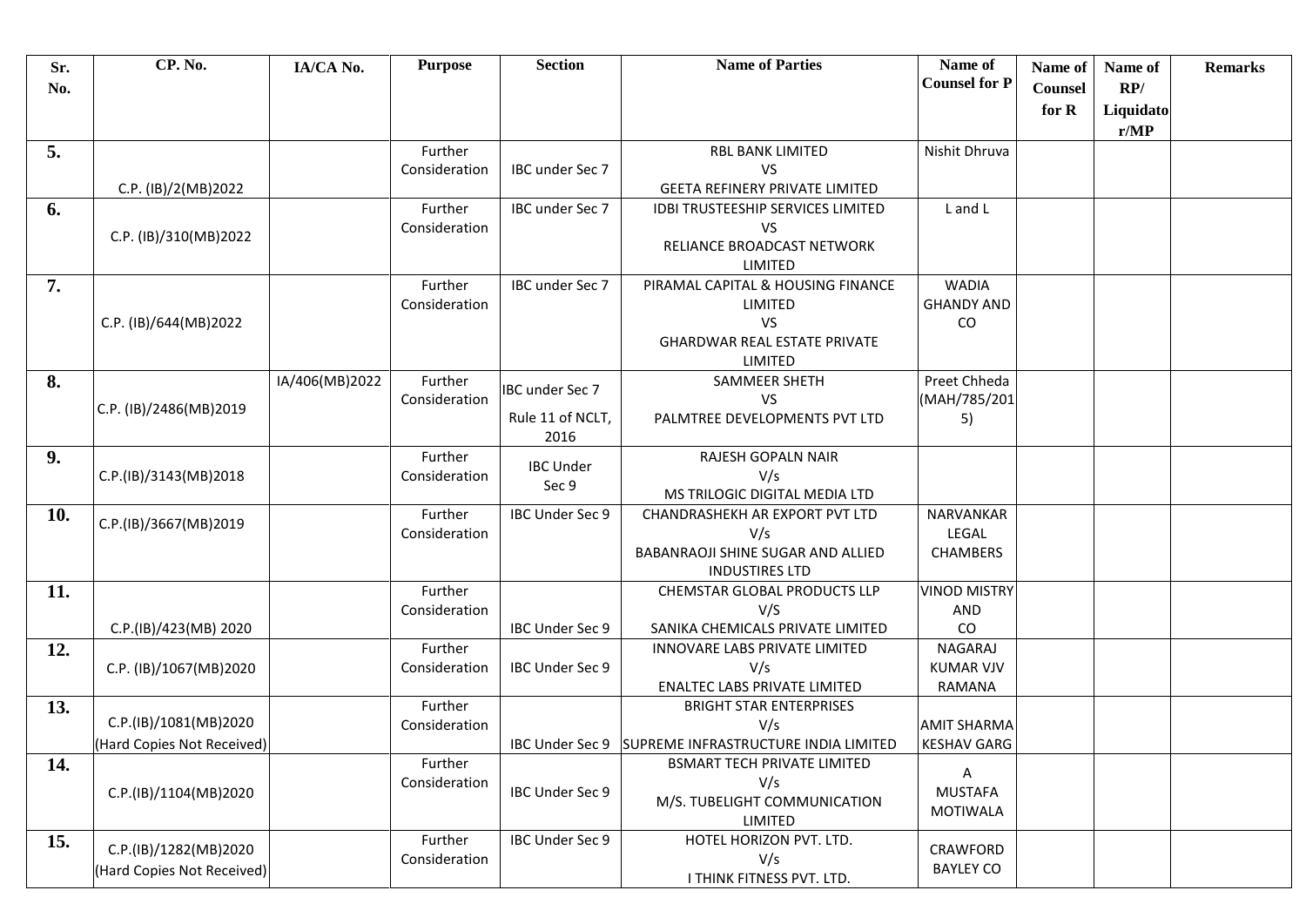| Sr. No. | CP. No. | IA/CA No. | Purpose | Section | Name of Parties | Name of Counsel for P | Name of Counsel for R | Name of RP/ Liquidator/MP | Remarks |
|---|---|---|---|---|---|---|---|---|---|
| **5.** | C.P. (IB)/2(MB)2022 | | Further Consideration | IBC under Sec 7 | RBL BANK LIMITED VS GEETA REFINERY PRIVATE LIMITED | Nishit Dhruva | | | |
| **6.** | C.P. (IB)/310(MB)2022 | | Further Consideration | IBC under Sec 7 | IDBI TRUSTEESHIP SERVICES LIMITED VS RELIANCE BROADCAST NETWORK LIMITED | L and L | | | |
| **7.** | C.P. (IB)/644(MB)2022 | | Further Consideration | IBC under Sec 7 | PIRAMAL CAPITAL & HOUSING FINANCE LIMITED VS GHARDWAR REAL ESTATE PRIVATE LIMITED | WADIA GHANDY AND CO | | | |
| **8.** | C.P. (IB)/2486(MB)2019 | IA/406(MB)2022 | Further Consideration | IBC under Sec 7 Rule 11 of NCLT, 2016 | SAMMEER SHETH VS PALMTREE DEVELOPMENTS PVT LTD | Preet Chheda (MAH/785/2015) | | | |
| **9.** | C.P.(IB)/3143(MB)2018 | | Further Consideration | IBC Under Sec 9 | RAJESH GOPALN NAIR V/s MS TRILOGIC DIGITAL MEDIA LTD | | | | |
| **10.** | C.P.(IB)/3667(MB)2019 | | Further Consideration | IBC Under Sec 9 | CHANDRASHEKH AR EXPORT PVT LTD V/s BABANRAOJI SHINE SUGAR AND ALLIED INDUSTIRES LTD | NARVANKAR LEGAL CHAMBERS | | | |
| **11.** | C.P.(IB)/423(MB) 2020 | | Further Consideration | IBC Under Sec 9 | CHEMSTAR GLOBAL PRODUCTS LLP V/S SANIKA CHEMICALS PRIVATE LIMITED | VINOD MISTRY AND CO | | | |
| **12.** | C.P. (IB)/1067(MB)2020 | | Further Consideration | IBC Under Sec 9 | INNOVARE LABS PRIVATE LIMITED V/s ENALTEC LABS PRIVATE LIMITED | NAGARAJ KUMAR VJV RAMANA | | | |
| **13.** | C.P.(IB)/1081(MB)2020 (Hard Copies Not Received) | | Further Consideration | IBC Under Sec 9 | BRIGHT STAR ENTERPRISES V/s SUPREME INFRASTRUCTURE INDIA LIMITED | AMIT SHARMA KESHAV GARG | | | |
| **14.** | C.P.(IB)/1104(MB)2020 | | Further Consideration | IBC Under Sec 9 | BSMART TECH PRIVATE LIMITED V/s M/S. TUBELIGHT COMMUNICATION LIMITED | A MUSTAFA MOTIWALA | | | |
| **15.** | C.P.(IB)/1282(MB)2020 (Hard Copies Not Received) | | Further Consideration | IBC Under Sec 9 | HOTEL HORIZON PVT. LTD. V/s I THINK FITNESS PVT. LTD. | CRAWFORD BAYLEY CO | | | |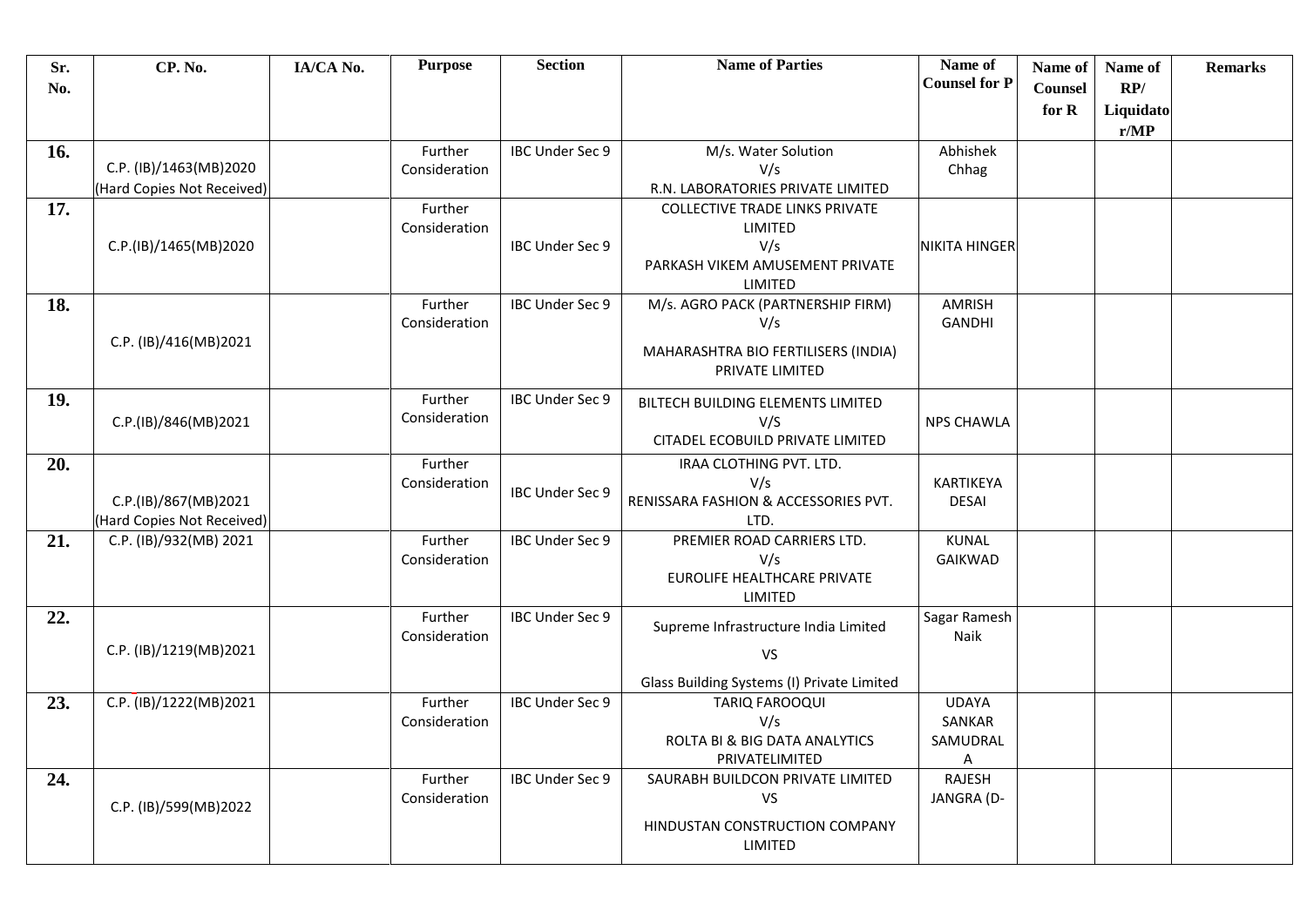| Sr. No. | CP. No. | IA/CA No. | Purpose | Section | Name of Parties | Name of Counsel for P | Name of Counsel for R | Name of RP/ Liquidator/MP | Remarks |
|---|---|---|---|---|---|---|---|---|---|
| 16. | C.P. (IB)/1463(MB)2020 (Hard Copies Not Received) | | Further Consideration | IBC Under Sec 9 | M/s. Water Solution V/s R.N. LABORATORIES PRIVATE LIMITED | Abhishek Chhag | | | |
| 17. | C.P.(IB)/1465(MB)2020 | | Further Consideration | IBC Under Sec 9 | COLLECTIVE TRADE LINKS PRIVATE LIMITED V/s PARKASH VIKEM AMUSEMENT PRIVATE LIMITED | NIKITA HINGER | | | |
| 18. | C.P. (IB)/416(MB)2021 | | Further Consideration | IBC Under Sec 9 | M/s. AGRO PACK (PARTNERSHIP FIRM) V/s MAHARASHTRA BIO FERTILISERS (INDIA) PRIVATE LIMITED | AMRISH GANDHI | | | |
| 19. | C.P.(IB)/846(MB)2021 | | Further Consideration | IBC Under Sec 9 | BILTECH BUILDING ELEMENTS LIMITED V/S CITADEL ECOBUILD PRIVATE LIMITED | NPS CHAWLA | | | |
| 20. | C.P.(IB)/867(MB)2021 (Hard Copies Not Received) | | Further Consideration | IBC Under Sec 9 | IRAA CLOTHING PVT. LTD. V/s RENISSARA FASHION & ACCESSORIES PVT. LTD. | KARTIKEYA DESAI | | | |
| 21. | C.P. (IB)/932(MB) 2021 | | Further Consideration | IBC Under Sec 9 | PREMIER ROAD CARRIERS LTD. V/s EUROLIFE HEALTHCARE PRIVATE LIMITED | KUNAL GAIKWAD | | | |
| 22. | C.P. (IB)/1219(MB)2021 | | Further Consideration | IBC Under Sec 9 | Supreme Infrastructure India Limited VS Glass Building Systems (I) Private Limited | Sagar Ramesh Naik | | | |
| 23. | C.P. (IB)/1222(MB)2021 | | Further Consideration | IBC Under Sec 9 | TARIQ FAROOQUI V/s ROLTA BI & BIG DATA ANALYTICS PRIVATELIMITED | UDAYA SANKAR SAMUDRAL A | | | |
| 24. | C.P. (IB)/599(MB)2022 | | Further Consideration | IBC Under Sec 9 | SAURABH BUILDCON PRIVATE LIMITED VS HINDUSTAN CONSTRUCTION COMPANY LIMITED | RAJESH JANGRA (D- | | | |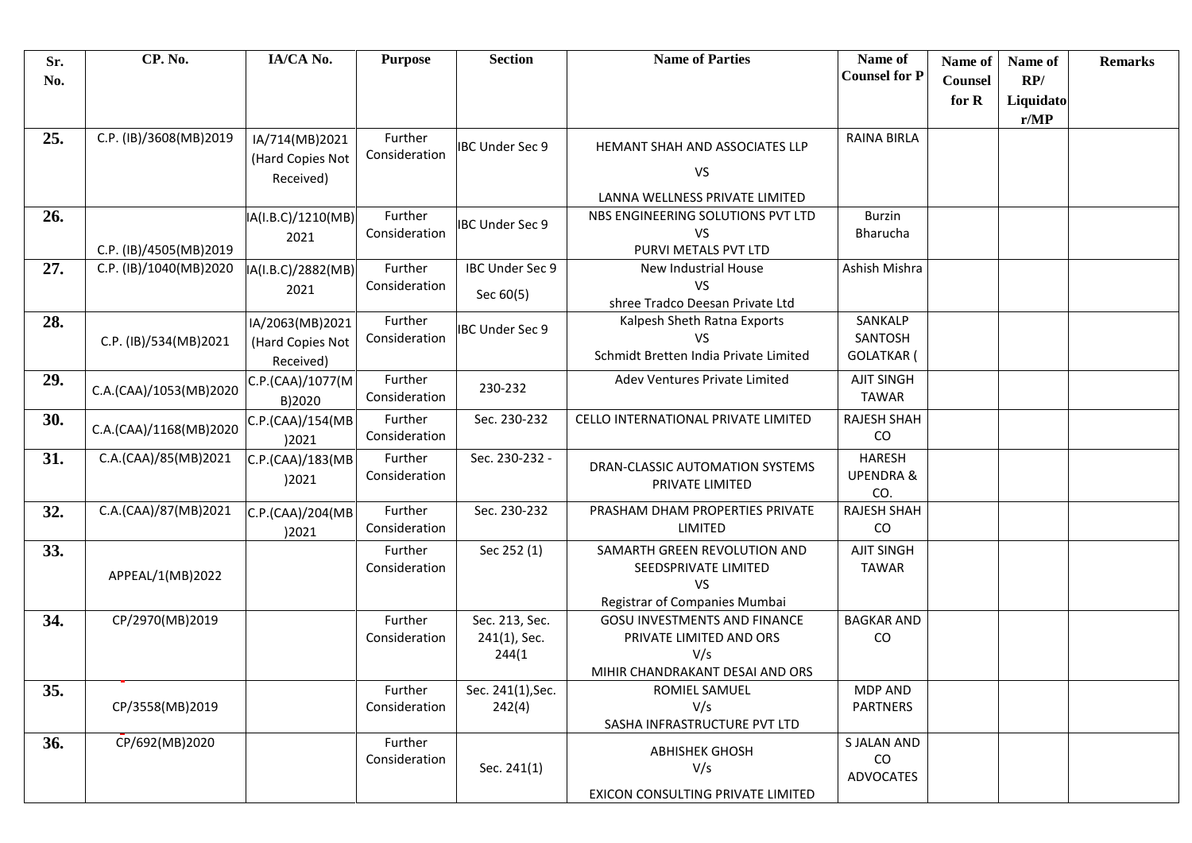| Sr. No. | CP. No. | IA/CA No. | Purpose | Section | Name of Parties | Name of Counsel for P | Name of Counsel for R | Name of RP/ Liquidator/MP | Remarks |
|---|---|---|---|---|---|---|---|---|---|
| 25. | C.P. (IB)/3608(MB)2019 | IA/714(MB)2021 (Hard Copies Not Received) | Further Consideration | IBC Under Sec 9 | HEMANT SHAH AND ASSOCIATES LLP VS LANNA WELLNESS PRIVATE LIMITED | RAINA BIRLA | | | |
| 26. | C.P. (IB)/4505(MB)2019 | IA(I.B.C)/1210(MB) 2021 | Further Consideration | IBC Under Sec 9 | NBS ENGINEERING SOLUTIONS PVT LTD VS PURVI METALS PVT LTD | Burzin Bharucha | | | |
| 27. | C.P. (IB)/1040(MB)2020 | IA(I.B.C)/2882(MB) 2021 | Further Consideration | IBC Under Sec 9 Sec 60(5) | New Industrial House VS shree Tradco Deesan Private Ltd | Ashish Mishra | | | |
| 28. | C.P. (IB)/534(MB)2021 | IA/2063(MB)2021 (Hard Copies Not Received) | Further Consideration | IBC Under Sec 9 | Kalpesh Sheth Ratna Exports VS Schmidt Bretten India Private Limited | SANKALP SANTOSH GOLATKAR ( | | | |
| 29. | C.A.(CAA)/1053(MB)2020 | C.P.(CAA)/1077(MB)2020 | Further Consideration | 230-232 | Adev Ventures Private Limited | AJIT SINGH TAWAR | | | |
| 30. | C.A.(CAA)/1168(MB)2020 | C.P.(CAA)/154(MB)2021 | Further Consideration | Sec. 230-232 | CELLO INTERNATIONAL PRIVATE LIMITED | RAJESH SHAH CO | | | |
| 31. | C.A.(CAA)/85(MB)2021 | C.P.(CAA)/183(MB)2021 | Further Consideration | Sec. 230-232 - | DRAN-CLASSIC AUTOMATION SYSTEMS PRIVATE LIMITED | HARESH UPENDRA & CO. | | | |
| 32. | C.A.(CAA)/87(MB)2021 | C.P.(CAA)/204(MB)2021 | Further Consideration | Sec. 230-232 | PRASHAM DHAM PROPERTIES PRIVATE LIMITED | RAJESH SHAH CO | | | |
| 33. | APPEAL/1(MB)2022 | | Further Consideration | Sec 252 (1) | SAMARTH GREEN REVOLUTION AND SEEDSPRIVATE LIMITED VS Registrar of Companies Mumbai | AJIT SINGH TAWAR | | | |
| 34. | CP/2970(MB)2019 | | Further Consideration | Sec. 213, Sec. 241(1), Sec. 244(1 | GOSU INVESTMENTS AND FINANCE PRIVATE LIMITED AND ORS V/s MIHIR CHANDRAKANT DESAI AND ORS | BAGKAR AND CO | | | |
| 35. | CP/3558(MB)2019 | | Further Consideration | Sec. 241(1),Sec. 242(4) | ROMIEL SAMUEL V/s SASHA INFRASTRUCTURE PVT LTD | MDP AND PARTNERS | | | |
| 36. | CP/692(MB)2020 | | Further Consideration | Sec. 241(1) | ABHISHEK GHOSH V/s EXICON CONSULTING PRIVATE LIMITED | S JALAN AND CO ADVOCATES | | | |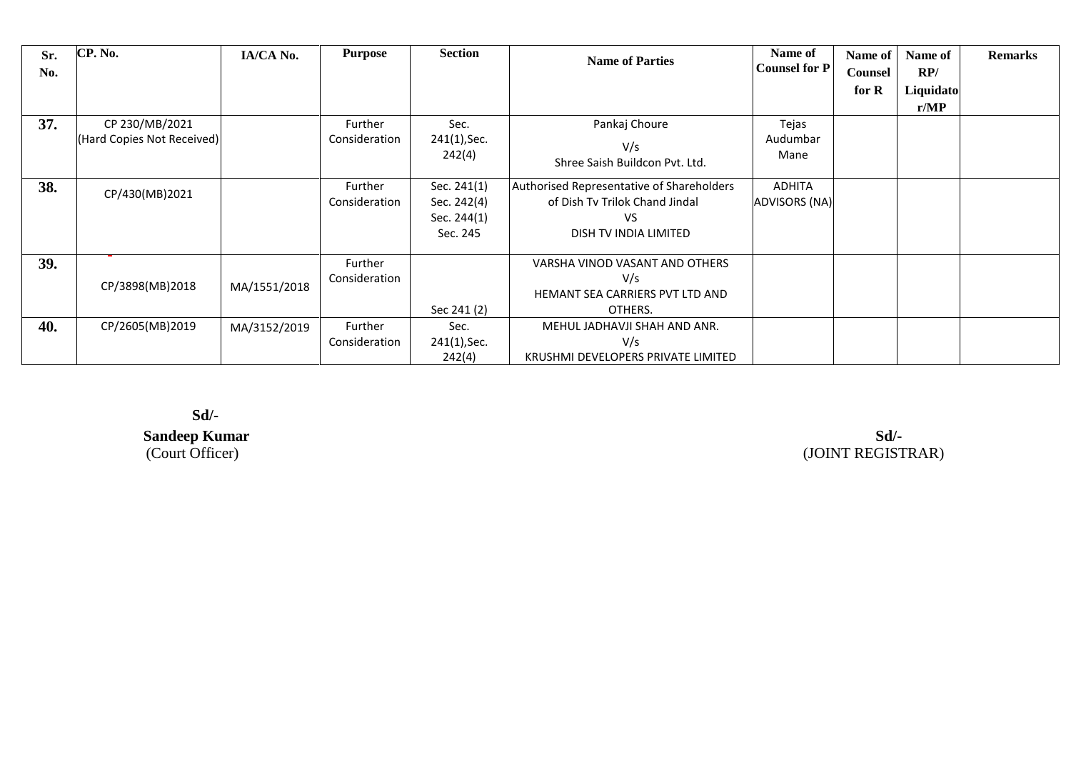| Sr. No. | CP. No. | IA/CA No. | Purpose | Section | Name of Parties | Name of Counsel for P | Name of Counsel for R | Name of RP/ Liquidator/MP | Remarks |
|---|---|---|---|---|---|---|---|---|---|
| **37.** | CP 230/MB/2021 (Hard Copies Not Received) | | Further Consideration | Sec. 241(1),Sec. 242(4) | Pankaj Choure V/s Shree Saish Buildcon Pvt. Ltd. | Tejas Audumbar Mane | | | |
| **38.** | CP/430(MB)2021 | | Further Consideration | Sec. 241(1) Sec. 242(4) Sec. 244(1) Sec. 245 | Authorised Representative of Shareholders of Dish Tv Trilok Chand Jindal VS DISH TV INDIA LIMITED | ADHITA ADVISORS (NA) | | | |
| **39.** | CP/3898(MB)2018 | MA/1551/2018 | Further Consideration | Sec 241 (2) | VARSHA VINOD VASANT AND OTHERS V/s HEMANT SEA CARRIERS PVT LTD AND OTHERS. | | | | |
| **40.** | CP/2605(MB)2019 | MA/3152/2019 | Further Consideration | Sec. 241(1),Sec. 242(4) | MEHUL JADHAVJI SHAH AND ANR. V/s KRUSHMI DEVELOPERS PRIVATE LIMITED | | | | |

**Sd/-**
**Sandeep Kumar**
(Court Officer)

**Sd/-**
(JOINT REGISTRAR)